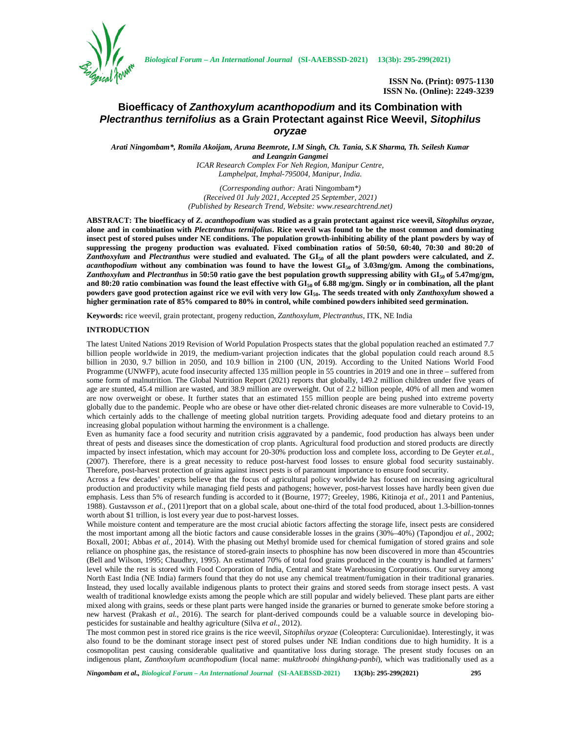# Bioefficacy of *Zanthoxylum acanthopodium* and its Combination with *Plectranthus ternifolius* as a Grain Protectant against Rice Weevil, *Sitophilus oryzae*

*Arati Ningombam\*, Romila Akoijam, Aruna Beemrote, I.M Singh, Ch. Tania, S.K Sharma, Th. Seilesh Kumar and Leangzin Gangmei*

*ICAR Research Complex For Neh Region, Manipur Centre, Lamphelpat, Imphal-795004, Manipur, India.*

*(Corresponding author: Arati Ningombam\*)*
*(Received 01 July 2021, Accepted 25 September, 2021)*
*(Published by Research Trend, Website: www.researchtrend.net)*

**ABSTRACT: The bioefficacy of *Z. acanthopodium* was studied as a grain protectant against rice weevil, *Sitophilus oryzae*, alone and in combination with *Plectranthus ternifolius*. Rice weevil was found to be the most common and dominating insect pest of stored pulses under NE conditions. The population growth-inhibiting ability of the plant powders by way of suppressing the progeny production was evaluated. Fixed combination ratios of 50:50, 60:40, 70:30 and 80:20 of *Zanthoxylum* and *Plectranthus* were studied and evaluated. The $GI_{50}$ of all the plant powders were calculated, and *Z. acanthopodium* without any combination was found to have the lowest $GI_{50}$ of 3.03mg/gm. Among the combinations, *Zanthoxylum* and *Plectranthus* in 50:50 ratio gave the best population growth suppressing ability with $GI_{50}$ of 5.47mg/gm, and 80:20 ratio combination was found the least effective with $GI_{50}$ of 6.88 mg/gm. Singly or in combination, all the plant powders gave good protection against rice we evil with very low $GI_{50}$. The seeds treated with only *Zanthoxylum* showed a higher germination rate of 85% compared to 80% in control, while combined powders inhibited seed germination.**

**Keywords:** rice weevil, grain protectant, progeny reduction, *Zanthoxylum*, *Plectranthus*, ITK, NE India

## INTRODUCTION

The latest United Nations 2019 Revision of World Population Prospects states that the global population reached an estimated 7.7 billion people worldwide in 2019, the medium-variant projection indicates that the global population could reach around 8.5 billion in 2030, 9.7 billion in 2050, and 10.9 billion in 2100 (UN, 2019). According to the United Nations World Food Programme (UNWFP), acute food insecurity affected 135 million people in 55 countries in 2019 and one in three – suffered from some form of malnutrition. The Global Nutrition Report (2021) reports that globally, 149.2 million children under five years of age are stunted, 45.4 million are wasted, and 38.9 million are overweight. Out of 2.2 billion people, 40% of all men and women are now overweight or obese. It further states that an estimated 155 million people are being pushed into extreme poverty globally due to the pandemic. People who are obese or have other diet-related chronic diseases are more vulnerable to Covid-19, which certainly adds to the challenge of meeting global nutrition targets. Providing adequate food and dietary proteins to an increasing global population without harming the environment is a challenge.

Even as humanity face a food security and nutrition crisis aggravated by a pandemic, food production has always been under threat of pests and diseases since the domestication of crop plants. Agricultural food production and stored products are directly impacted by insect infestation, which may account for 20-30% production loss and complete loss, according to De Geyter *et.al.*, (2007). Therefore, there is a great necessity to reduce post-harvest food losses to ensure global food security sustainably. Therefore, post-harvest protection of grains against insect pests is of paramount importance to ensure food security.

Across a few decades' experts believe that the focus of agricultural policy worldwide has focused on increasing agricultural production and productivity while managing field pests and pathogens; however, post-harvest losses have hardly been given due emphasis. Less than 5% of research funding is accorded to it (Bourne, 1977; Greeley, 1986, Kitinoja *et al.*, 2011 and Pantenius, 1988). Gustavsson *et al.*, (2011)report that on a global scale, about one-third of the total food produced, about 1.3-billion-tonnes worth about $1 trillion, is lost every year due to post-harvest losses.

While moisture content and temperature are the most crucial abiotic factors affecting the storage life, insect pests are considered the most important among all the biotic factors and cause considerable losses in the grains (30%–40%) (Tapondjou *et al.*, 2002; Boxall, 2001; Abbas *et al.*, 2014). With the phasing out Methyl bromide used for chemical fumigation of stored grains and sole reliance on phosphine gas, the resistance of stored-grain insects to phosphine has now been discovered in more than 45countries (Bell and Wilson, 1995; Chaudhry, 1995). An estimated 70% of total food grains produced in the country is handled at farmers' level while the rest is stored with Food Corporation of India, Central and State Warehousing Corporations. Our survey among North East India (NE India) farmers found that they do not use any chemical treatment/fumigation in their traditional granaries. Instead, they used locally available indigenous plants to protect their grains and stored seeds from storage insect pests. A vast wealth of traditional knowledge exists among the people which are still popular and widely believed. These plant parts are either mixed along with grains, seeds or these plant parts were hanged inside the granaries or burned to generate smoke before storing a new harvest (Prakash *et al.*, 2016). The search for plant-derived compounds could be a valuable source in developing bio-pesticides for sustainable and healthy agriculture (Silva *et al.*, 2012).

The most common pest in stored rice grains is the rice weevil, *Sitophilus oryzae* (Coleoptera: Curculionidae). Interestingly, it was also found to be the dominant storage insect pest of stored pulses under NE Indian conditions due to high humidity. It is a cosmopolitan pest causing considerable qualitative and quantitative loss during storage. The present study focuses on an indigenous plant, *Zanthoxylum acanthopodium* (local name: *mukthroobi thingkhang-panbi*), which was traditionally used as a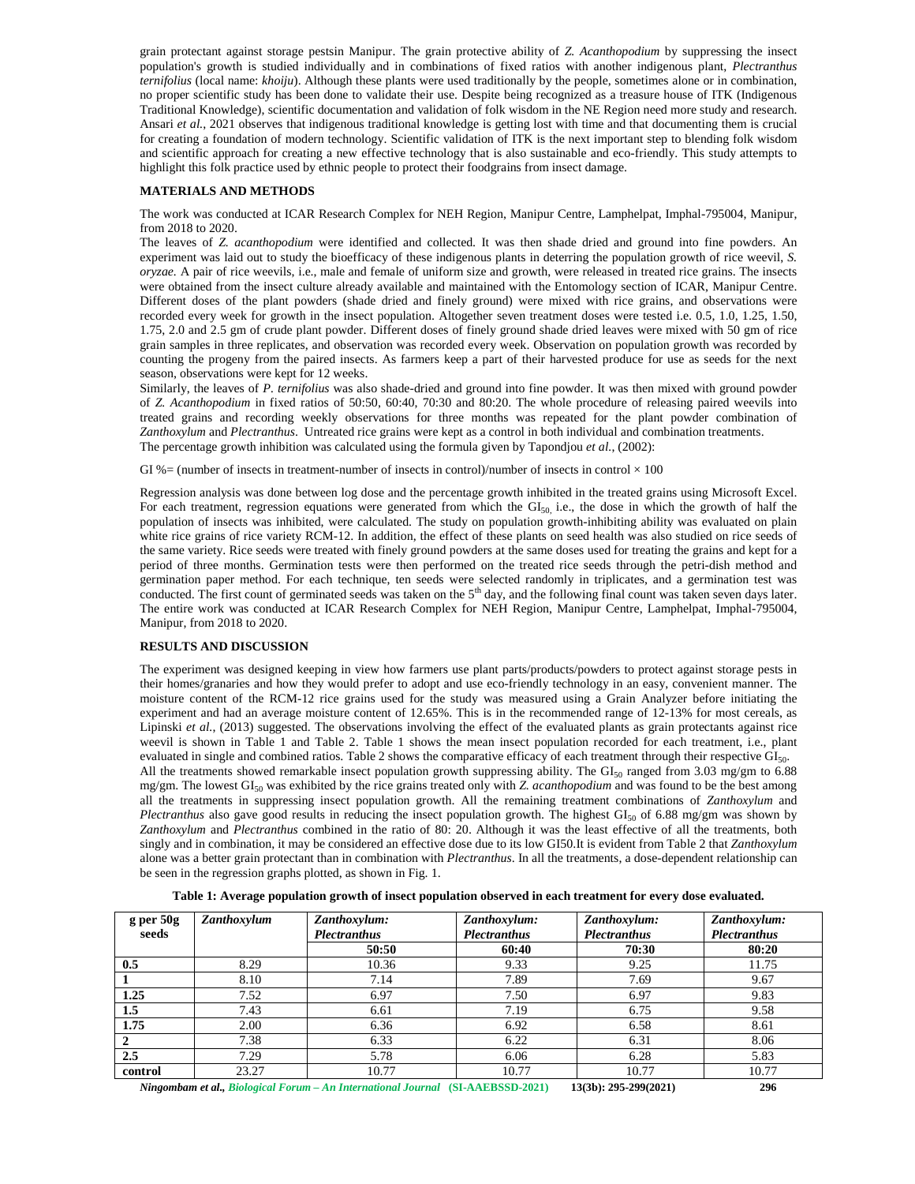grain protectant against storage pestsin Manipur. The grain protective ability of *Z. Acanthopodium* by suppressing the insect population's growth is studied individually and in combinations of fixed ratios with another indigenous plant, *Plectranthus ternifolius* (local name: *khoiju*). Although these plants were used traditionally by the people, sometimes alone or in combination, no proper scientific study has been done to validate their use. Despite being recognized as a treasure house of ITK (Indigenous Traditional Knowledge), scientific documentation and validation of folk wisdom in the NE Region need more study and research. Ansari *et al.*, 2021 observes that indigenous traditional knowledge is getting lost with time and that documenting them is crucial for creating a foundation of modern technology. Scientific validation of ITK is the next important step to blending folk wisdom and scientific approach for creating a new effective technology that is also sustainable and eco-friendly. This study attempts to highlight this folk practice used by ethnic people to protect their foodgrains from insect damage.

## MATERIALS AND METHODS

The work was conducted at ICAR Research Complex for NEH Region, Manipur Centre, Lamphelpat, Imphal-795004, Manipur, from 2018 to 2020.

The leaves of *Z. acanthopodium* were identified and collected. It was then shade dried and ground into fine powders. An experiment was laid out to study the bioefficacy of these indigenous plants in deterring the population growth of rice weevil, *S. oryzae.* A pair of rice weevils, i.e., male and female of uniform size and growth, were released in treated rice grains. The insects were obtained from the insect culture already available and maintained with the Entomology section of ICAR, Manipur Centre. Different doses of the plant powders (shade dried and finely ground) were mixed with rice grains, and observations were recorded every week for growth in the insect population. Altogether seven treatment doses were tested i.e. 0.5, 1.0, 1.25, 1.50, 1.75, 2.0 and 2.5 gm of crude plant powder. Different doses of finely ground shade dried leaves were mixed with 50 gm of rice grain samples in three replicates, and observation was recorded every week. Observation on population growth was recorded by counting the progeny from the paired insects. As farmers keep a part of their harvested produce for use as seeds for the next season, observations were kept for 12 weeks.

Similarly, the leaves of *P. ternifolius* was also shade-dried and ground into fine powder. It was then mixed with ground powder of *Z. Acanthopodium* in fixed ratios of 50:50, 60:40, 70:30 and 80:20. The whole procedure of releasing paired weevils into treated grains and recording weekly observations for three months was repeated for the plant powder combination of *Zanthoxylum* and *Plectranthus*. Untreated rice grains were kept as a control in both individual and combination treatments.

The percentage growth inhibition was calculated using the formula given by Tapondjou *et al.*, (2002):

GI %= (number of insects in treatment-number of insects in control)/number of insects in control × 100

Regression analysis was done between log dose and the percentage growth inhibited in the treated grains using Microsoft Excel. For each treatment, regression equations were generated from which the $GI_{50}$, i.e., the dose in which the growth of half the population of insects was inhibited, were calculated. The study on population growth-inhibiting ability was evaluated on plain white rice grains of rice variety RCM-12. In addition, the effect of these plants on seed health was also studied on rice seeds of the same variety. Rice seeds were treated with finely ground powders at the same doses used for treating the grains and kept for a period of three months. Germination tests were then performed on the treated rice seeds through the petri-dish method and germination paper method. For each technique, ten seeds were selected randomly in triplicates, and a germination test was conducted. The first count of germinated seeds was taken on the 5th day, and the following final count was taken seven days later. The entire work was conducted at ICAR Research Complex for NEH Region, Manipur Centre, Lamphelpat, Imphal-795004, Manipur, from 2018 to 2020.

## RESULTS AND DISCUSSION

The experiment was designed keeping in view how farmers use plant parts/products/powders to protect against storage pests in their homes/granaries and how they would prefer to adopt and use eco-friendly technology in an easy, convenient manner. The moisture content of the RCM-12 rice grains used for the study was measured using a Grain Analyzer before initiating the experiment and had an average moisture content of 12.65%. This is in the recommended range of 12-13% for most cereals, as Lipinski *et al.*, (2013) suggested. The observations involving the effect of the evaluated plants as grain protectants against rice weevil is shown in Table 1 and Table 2. Table 1 shows the mean insect population recorded for each treatment, i.e., plant evaluated in single and combined ratios. Table 2 shows the comparative efficacy of each treatment through their respective $GI_{50}$.

All the treatments showed remarkable insect population growth suppressing ability. The $GI_{50}$ ranged from 3.03 mg/gm to 6.88 mg/gm. The lowest $GI_{50}$ was exhibited by the rice grains treated only with *Z. acanthopodium* and was found to be the best among all the treatments in suppressing insect population growth. All the remaining treatment combinations of *Zanthoxylum* and *Plectranthus* also gave good results in reducing the insect population growth. The highest $GI_{50}$ of 6.88 mg/gm was shown by *Zanthoxylum* and *Plectranthus* combined in the ratio of 80: 20. Although it was the least effective of all the treatments, both singly and in combination, it may be considered an effective dose due to its low GI50.It is evident from Table 2 that *Zanthoxylum* alone was a better grain protectant than in combination with *Plectranthus*. In all the treatments, a dose-dependent relationship can be seen in the regression graphs plotted, as shown in Fig. 1.

**Table 1: Average population growth of insect population observed in each treatment for every dose evaluated.**

| g per 50g seeds | *Zanthoxylum* | *Zanthoxylum: Plectranthus* | *Zanthoxylum: Plectranthus* | *Zanthoxylum: Plectranthus* | *Zanthoxylum: Plectranthus* |
|---|---|---|---|---|---|
| | | 50:50 | 60:40 | 70:30 | 80:20 |
| 0.5 | 8.29 | 10.36 | 9.33 | 9.25 | 11.75 |
| 1 | 8.10 | 7.14 | 7.89 | 7.69 | 9.67 |
| 1.25 | 7.52 | 6.97 | 7.50 | 6.97 | 9.83 |
| 1.5 | 7.43 | 6.61 | 7.19 | 6.75 | 9.58 |
| 1.75 | 2.00 | 6.36 | 6.92 | 6.58 | 8.61 |
| 2 | 7.38 | 6.33 | 6.22 | 6.31 | 8.06 |
| 2.5 | 7.29 | 5.78 | 6.06 | 6.28 | 5.83 |
| control | 23.27 | 10.77 | 10.77 | 10.77 | 10.77 |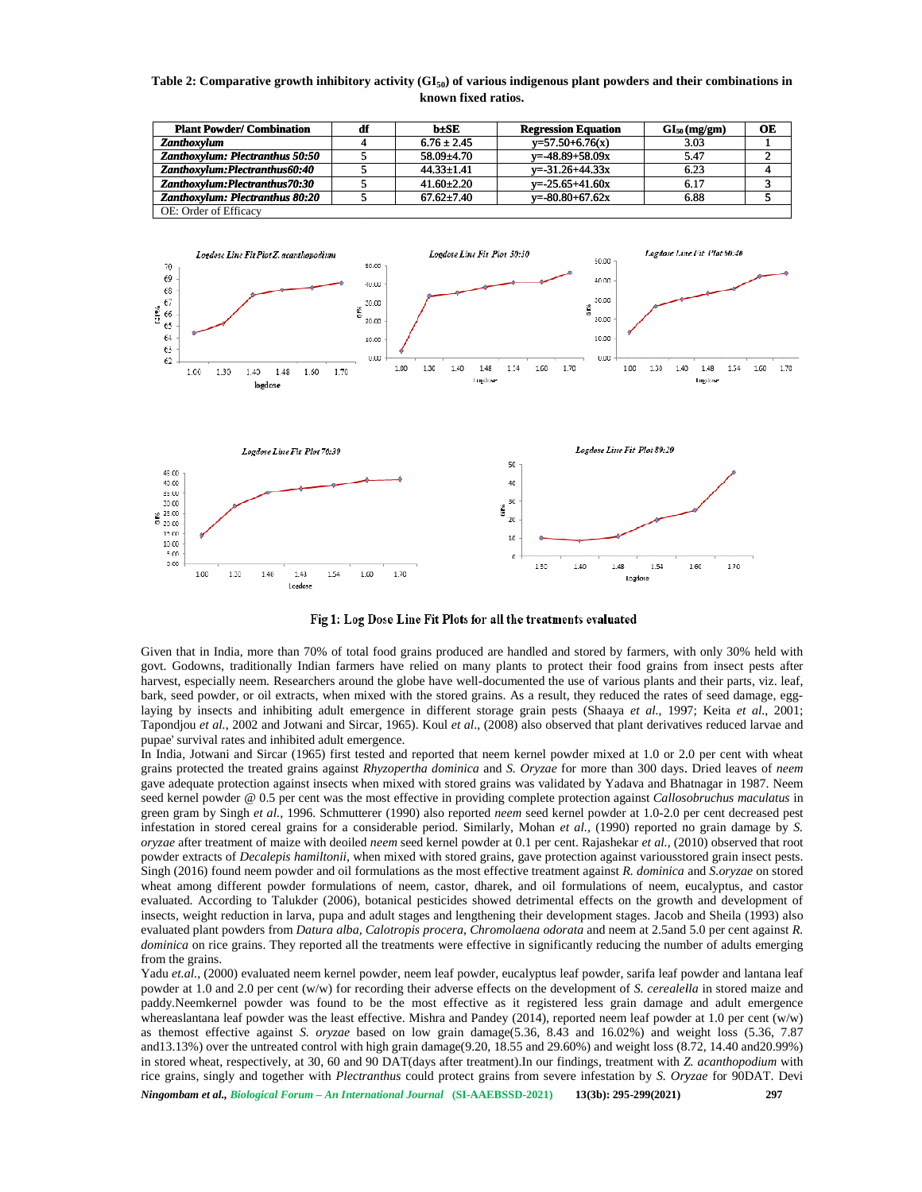**Table 2: Comparative growth inhibitory activity ($GI_{50}$) of various indigenous plant powders and their combinations in known fixed ratios.**

| Plant Powder/ Combination | df | b±SE | Regression Equation | $GI_{50}$ (mg/gm) | OE |
|---|---|---|---|---|---|
| ***Zanthoxylum*** | 4 | 6.76 ± 2.45 | y=57.50+6.76(x) | 3.03 | 1 |
| ***Zanthoxylum: Plectranthus 50:50*** | 5 | 58.09±4.70 | y=-48.89+58.09x | 5.47 | 2 |
| ***Zanthoxylum:Plectranthus60:40*** | 5 | 44.33±1.41 | y=-31.26+44.33x | 6.23 | 4 |
| ***Zanthoxylum:Plectranthus70:30*** | 5 | 41.60±2.20 | y=-25.65+41.60x | 6.17 | 3 |
| ***Zanthoxylum: Plectranthus 80:20*** | 5 | 67.62±7.40 | y=-80.80+67.62x | 6.88 | 5 |

OE: Order of Efficacy

Fig 1: Log Dose Line Fit Plots for all the treatments evaluated

Given that in India, more than 70% of total food grains produced are handled and stored by farmers, with only 30% held with govt. Godowns, traditionally Indian farmers have relied on many plants to protect their food grains from insect pests after harvest, especially neem. Researchers around the globe have well-documented the use of various plants and their parts, viz. leaf, bark, seed powder, or oil extracts, when mixed with the stored grains. As a result, they reduced the rates of seed damage, egg-laying by insects and inhibiting adult emergence in different storage grain pests (Shaaya *et al.*, 1997; Keita *et al.*, 2001; Tapondjou *et al.*, 2002 and Jotwani and Sircar, 1965). Koul *et al*., (2008) also observed that plant derivatives reduced larvae and pupae' survival rates and inhibited adult emergence.

In India, Jotwani and Sircar (1965) first tested and reported that neem kernel powder mixed at 1.0 or 2.0 per cent with wheat grains protected the treated grains against *Rhyzopertha dominica* and *S. Oryzae* for more than 300 days. Dried leaves of *neem* gave adequate protection against insects when mixed with stored grains was validated by Yadava and Bhatnagar in 1987. Neem seed kernel powder @ 0.5 per cent was the most effective in providing complete protection against *Callosobruchus maculatus* in green gram by Singh *et al.,* 1996. Schmutterer (1990) also reported *neem* seed kernel powder at 1.0-2.0 per cent decreased pest infestation in stored cereal grains for a considerable period. Similarly, Mohan *et al.,* (1990) reported no grain damage by *S. oryzae* after treatment of maize with deoiled *neem* seed kernel powder at 0.1 per cent. Rajashekar *et al.,* (2010) observed that root powder extracts of *Decalepis hamiltonii,* when mixed with stored grains, gave protection against variousstored grain insect pests. Singh (2016) found neem powder and oil formulations as the most effective treatment against *R. dominica* and *S.oryzae* on stored wheat among different powder formulations of neem, castor, dharek, and oil formulations of neem, eucalyptus, and castor evaluated. According to Talukder (2006), botanical pesticides showed detrimental effects on the growth and development of insects, weight reduction in larva, pupa and adult stages and lengthening their development stages. Jacob and Sheila (1993) also evaluated plant powders from *Datura alba, Calotropis procera*, *Chromolaena odorata* and neem at 2.5and 5.0 per cent against *R. dominica* on rice grains. They reported all the treatments were effective in significantly reducing the number of adults emerging from the grains.

Yadu *et.al.,* (2000) evaluated neem kernel powder, neem leaf powder, eucalyptus leaf powder, sarifa leaf powder and lantana leaf powder at 1.0 and 2.0 per cent (w/w) for recording their adverse effects on the development of *S. cerealella* in stored maize and paddy.Neemkernel powder was found to be the most effective as it registered less grain damage and adult emergence whereaslantana leaf powder was the least effective. Mishra and Pandey (2014), reported neem leaf powder at 1.0 per cent (w/w) as themost effective against *S. oryzae* based on low grain damage(5.36, 8.43 and 16.02%) and weight loss (5.36, 7.87 and13.13%) over the untreated control with high grain damage(9.20, 18.55 and 29.60%) and weight loss (8.72, 14.40 and20.99%) in stored wheat, respectively, at 30, 60 and 90 DAT(days after treatment).In our findings, treatment with *Z. acanthopodium* with rice grains, singly and together with *Plectranthus* could protect grains from severe infestation by *S. Oryzae* for 90DAT. Devi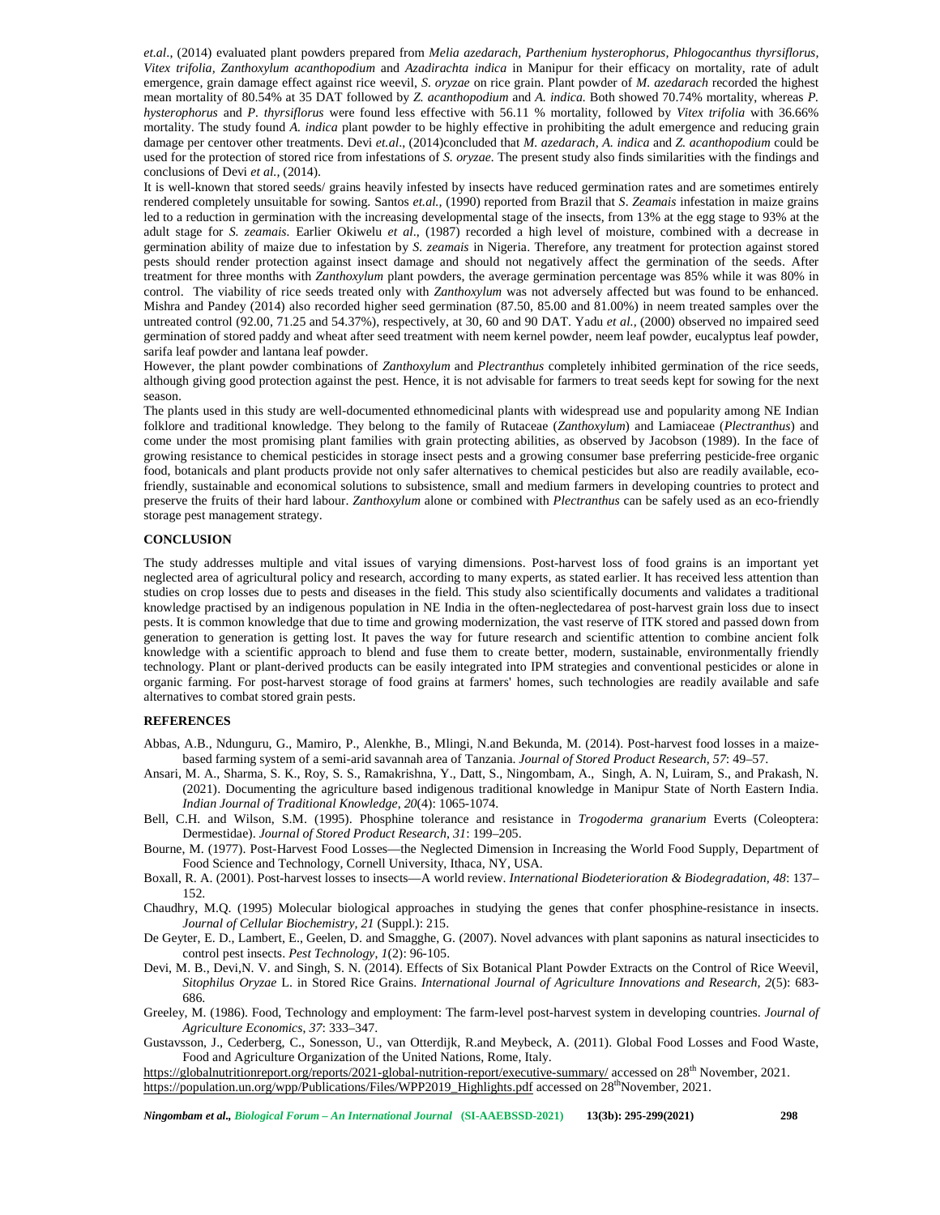*et.al.,* (2014) evaluated plant powders prepared from *Melia azedarach, Parthenium hysterophorus, Phlogocanthus thyrsiflorus, Vitex trifolia, Zanthoxylum acanthopodium* and *Azadirachta indica* in Manipur for their efficacy on mortality, rate of adult emergence, grain damage effect against rice weevil, *S. oryzae* on rice grain. Plant powder of *M. azedarach* recorded the highest mean mortality of 80.54% at 35 DAT followed by *Z. acanthopodium* and *A. indica.* Both showed 70.74% mortality, whereas *P. hysterophorus* and *P. thyrsiflorus* were found less effective with 56.11 % mortality, followed by *Vitex trifolia* with 36.66% mortality. The study found *A. indica* plant powder to be highly effective in prohibiting the adult emergence and reducing grain damage per centover other treatments. Devi *et.al.,* (2014)concluded that *M. azedarach, A. indica* and *Z. acanthopodium* could be used for the protection of stored rice from infestations of *S. oryzae.* The present study also finds similarities with the findings and conclusions of Devi *et al.,* (2014).

It is well-known that stored seeds/ grains heavily infested by insects have reduced germination rates and are sometimes entirely rendered completely unsuitable for sowing. Santos *et.al.,* (1990) reported from Brazil that *S. Zeamais* infestation in maize grains led to a reduction in germination with the increasing developmental stage of the insects, from 13% at the egg stage to 93% at the adult stage for *S. zeamais.* Earlier Okiwelu *et al*., (1987) recorded a high level of moisture, combined with a decrease in germination ability of maize due to infestation by *S. zeamais* in Nigeria. Therefore, any treatment for protection against stored pests should render protection against insect damage and should not negatively affect the germination of the seeds. After treatment for three months with *Zanthoxylum* plant powders, the average germination percentage was 85% while it was 80% in control. The viability of rice seeds treated only with *Zanthoxylum* was not adversely affected but was found to be enhanced. Mishra and Pandey (2014) also recorded higher seed germination (87.50, 85.00 and 81.00%) in neem treated samples over the untreated control (92.00, 71.25 and 54.37%), respectively, at 30, 60 and 90 DAT. Yadu *et al.,* (2000) observed no impaired seed germination of stored paddy and wheat after seed treatment with neem kernel powder, neem leaf powder, eucalyptus leaf powder, sarifa leaf powder and lantana leaf powder.

However, the plant powder combinations of *Zanthoxylum* and *Plectranthus* completely inhibited germination of the rice seeds, although giving good protection against the pest. Hence, it is not advisable for farmers to treat seeds kept for sowing for the next season.

The plants used in this study are well-documented ethnomedicinal plants with widespread use and popularity among NE Indian folklore and traditional knowledge. They belong to the family of Rutaceae (*Zanthoxylum*) and Lamiaceae (*Plectranthus*) and come under the most promising plant families with grain protecting abilities, as observed by Jacobson (1989). In the face of growing resistance to chemical pesticides in storage insect pests and a growing consumer base preferring pesticide-free organic food, botanicals and plant products provide not only safer alternatives to chemical pesticides but also are readily available, eco-friendly, sustainable and economical solutions to subsistence, small and medium farmers in developing countries to protect and preserve the fruits of their hard labour. *Zanthoxylum* alone or combined with *Plectranthus* can be safely used as an eco-friendly storage pest management strategy.

## CONCLUSION

The study addresses multiple and vital issues of varying dimensions. Post-harvest loss of food grains is an important yet neglected area of agricultural policy and research, according to many experts, as stated earlier. It has received less attention than studies on crop losses due to pests and diseases in the field. This study also scientifically documents and validates a traditional knowledge practised by an indigenous population in NE India in the often-neglectedarea of post-harvest grain loss due to insect pests. It is common knowledge that due to time and growing modernization, the vast reserve of ITK stored and passed down from generation to generation is getting lost. It paves the way for future research and scientific attention to combine ancient folk knowledge with a scientific approach to blend and fuse them to create better, modern, sustainable, environmentally friendly technology. Plant or plant-derived products can be easily integrated into IPM strategies and conventional pesticides or alone in organic farming. For post-harvest storage of food grains at farmers' homes, such technologies are readily available and safe alternatives to combat stored grain pests.

## REFERENCES

Abbas, A.B., Ndunguru, G., Mamiro, P., Alenkhe, B., Mlingi, N.and Bekunda, M. (2014). Post-harvest food losses in a maize-based farming system of a semi-arid savannah area of Tanzania. *Journal of Stored Product Research, 57*: 49–57.

Ansari, M. A., Sharma, S. K., Roy, S. S., Ramakrishna, Y., Datt, S., Ningombam, A., Singh, A. N, Luiram, S., and Prakash, N. (2021). Documenting the agriculture based indigenous traditional knowledge in Manipur State of North Eastern India. *Indian Journal of Traditional Knowledge, 20*(4): 1065-1074.

Bell, C.H. and Wilson, S.M. (1995). Phosphine tolerance and resistance in *Trogoderma granarium* Everts (Coleoptera: Dermestidae). *Journal of Stored Product Research, 31*: 199–205.

Bourne, M. (1977). Post-Harvest Food Losses—the Neglected Dimension in Increasing the World Food Supply, Department of Food Science and Technology, Cornell University, Ithaca, NY, USA.

Boxall, R. A. (2001). Post-harvest losses to insects—A world review. *International Biodeterioration & Biodegradation, 48*: 137–152.

Chaudhry, M.Q. (1995) Molecular biological approaches in studying the genes that confer phosphine-resistance in insects. *Journal of Cellular Biochemistry, 21* (Suppl.): 215.

De Geyter, E. D., Lambert, E., Geelen, D. and Smagghe, G. (2007). Novel advances with plant saponins as natural insecticides to control pest insects. *Pest Technology, 1*(2): 96-105.

Devi, M. B., Devi,N. V. and Singh, S. N. (2014). Effects of Six Botanical Plant Powder Extracts on the Control of Rice Weevil, *Sitophilus Oryzae* L. in Stored Rice Grains. *International Journal of Agriculture Innovations and Research, 2*(5): 683-686.

Greeley, M. (1986). Food, Technology and employment: The farm-level post-harvest system in developing countries. *Journal of Agriculture Economics, 37*: 333–347.

Gustavsson, J., Cederberg, C., Sonesson, U., van Otterdijk, R.and Meybeck, A. (2011). Global Food Losses and Food Waste, Food and Agriculture Organization of the United Nations, Rome, Italy.

https://globalnutritionreport.org/reports/2021-global-nutrition-report/executive-summary/ accessed on 28th November, 2021.

https://population.un.org/wpp/Publications/Files/WPP2019_Highlights.pdf accessed on 28thNovember, 2021.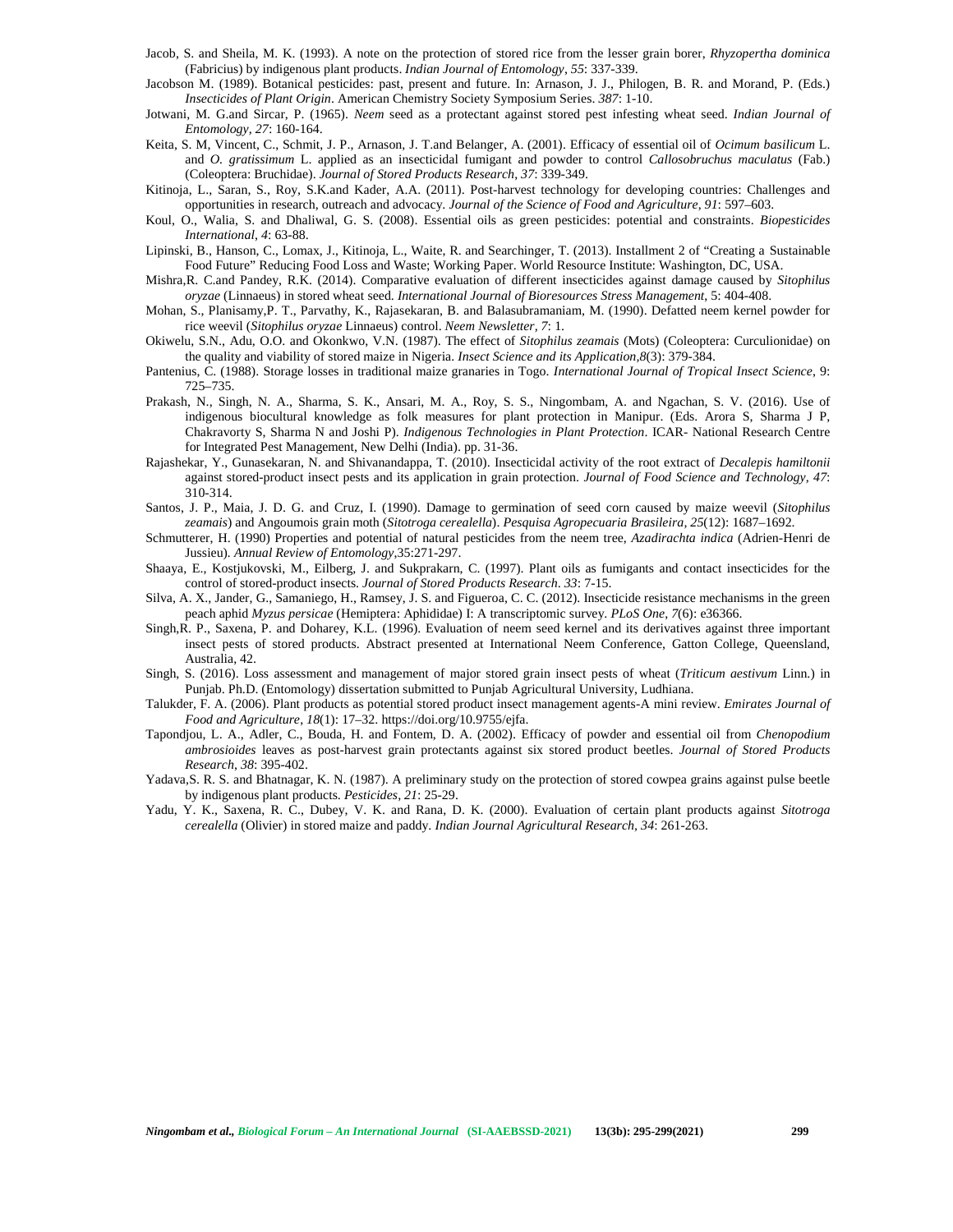Jacob, S. and Sheila, M. K. (1993). A note on the protection of stored rice from the lesser grain borer, *Rhyzopertha dominica* (Fabricius) by indigenous plant products. *Indian Journal of Entomology, 55*: 337-339.

Jacobson M. (1989). Botanical pesticides: past, present and future. In: Arnason, J. J., Philogen, B. R. and Morand, P. (Eds.) *Insecticides of Plant Origin*. American Chemistry Society Symposium Series. *387*: 1-10.

Jotwani, M. G.and Sircar, P. (1965). *Neem* seed as a protectant against stored pest infesting wheat seed. *Indian Journal of Entomology, 27*: 160-164.

Keita, S. M, Vincent, C., Schmit, J. P., Arnason, J. T.and Belanger, A. (2001). Efficacy of essential oil of *Ocimum basilicum* L. and *O. gratissimum* L. applied as an insecticidal fumigant and powder to control *Callosobruchus maculatus* (Fab.) (Coleoptera: Bruchidae). *Journal of Stored Products Research, 37*: 339-349.

Kitinoja, L., Saran, S., Roy, S.K.and Kader, A.A. (2011). Post-harvest technology for developing countries: Challenges and opportunities in research, outreach and advocacy. *Journal of the Science of Food and Agriculture, 91*: 597–603.

Koul, O., Walia, S. and Dhaliwal, G. S. (2008). Essential oils as green pesticides: potential and constraints. *Biopesticides International, 4*: 63-88.

Lipinski, B., Hanson, C., Lomax, J., Kitinoja, L., Waite, R. and Searchinger, T. (2013). Installment 2 of "Creating a Sustainable Food Future" Reducing Food Loss and Waste; Working Paper. World Resource Institute: Washington, DC, USA.

Mishra,R. C.and Pandey, R.K. (2014). Comparative evaluation of different insecticides against damage caused by *Sitophilus oryzae* (Linnaeus) in stored wheat seed. *International Journal of Bioresources Stress Management*, 5: 404-408.

Mohan, S., Planisamy,P. T., Parvathy, K., Rajasekaran, B. and Balasubramaniam, M. (1990). Defatted neem kernel powder for rice weevil (*Sitophilus oryzae* Linnaeus) control. *Neem Newsletter, 7*: 1.

Okiwelu, S.N., Adu, O.O. and Okonkwo, V.N. (1987). The effect of *Sitophilus zeamais* (Mots) (Coleoptera: Curculionidae) on the quality and viability of stored maize in Nigeria. *Insect Science and its Application,8*(3): 379-384.

Pantenius, C. (1988). Storage losses in traditional maize granaries in Togo. *International Journal of Tropical Insect Science*, 9: 725–735.

Prakash, N., Singh, N. A., Sharma, S. K., Ansari, M. A., Roy, S. S., Ningombam, A. and Ngachan, S. V. (2016). Use of indigenous biocultural knowledge as folk measures for plant protection in Manipur. (Eds. Arora S, Sharma J P, Chakravorty S, Sharma N and Joshi P). *Indigenous Technologies in Plant Protection*. ICAR- National Research Centre for Integrated Pest Management, New Delhi (India). pp. 31-36.

Rajashekar, Y., Gunasekaran, N. and Shivanandappa, T. (2010). Insecticidal activity of the root extract of *Decalepis hamiltonii* against stored-product insect pests and its application in grain protection. *Journal of Food Science and Technology, 47*: 310-314.

Santos, J. P., Maia, J. D. G. and Cruz, I. (1990). Damage to germination of seed corn caused by maize weevil (*Sitophilus zeamais*) and Angoumois grain moth (*Sitotroga cerealella*). *Pesquisa Agropecuaria Brasileira, 25*(12): 1687–1692.

Schmutterer, H. (1990) Properties and potential of natural pesticides from the neem tree, *Azadirachta indica* (Adrien-Henri de Jussieu). *Annual Review of Entomology*,35:271-297.

Shaaya, E., Kostjukovski, M., Eilberg, J. and Sukprakarn, C. (1997). Plant oils as fumigants and contact insecticides for the control of stored-product insects. *Journal of Stored Products Research*. *33*: 7-15.

Silva, A. X., Jander, G., Samaniego, H., Ramsey, J. S. and Figueroa, C. C. (2012). Insecticide resistance mechanisms in the green peach aphid *Myzus persicae* (Hemiptera: Aphididae) I: A transcriptomic survey. *PLoS One, 7*(6): e36366.

Singh,R. P., Saxena, P. and Doharey, K.L. (1996). Evaluation of neem seed kernel and its derivatives against three important insect pests of stored products. Abstract presented at International Neem Conference, Gatton College, Queensland, Australia, 42.

Singh, S. (2016). Loss assessment and management of major stored grain insect pests of wheat (*Triticum aestivum* Linn.) in Punjab. Ph.D. (Entomology) dissertation submitted to Punjab Agricultural University, Ludhiana.

Talukder, F. A. (2006). Plant products as potential stored product insect management agents-A mini review. *Emirates Journal of Food and Agriculture*, *18*(1): 17–32. https://doi.org/10.9755/ejfa.

Tapondjou, L. A., Adler, C., Bouda, H. and Fontem, D. A. (2002). Efficacy of powder and essential oil from *Chenopodium ambrosioides* leaves as post-harvest grain protectants against six stored product beetles. *Journal of Stored Products Research, 38*: 395-402.

Yadava,S. R. S. and Bhatnagar, K. N. (1987). A preliminary study on the protection of stored cowpea grains against pulse beetle by indigenous plant products. *Pesticides, 21*: 25-29.

Yadu, Y. K., Saxena, R. C., Dubey, V. K. and Rana, D. K. (2000). Evaluation of certain plant products against *Sitotroga cerealella* (Olivier) in stored maize and paddy. *Indian Journal Agricultural Research, 34*: 261-263.